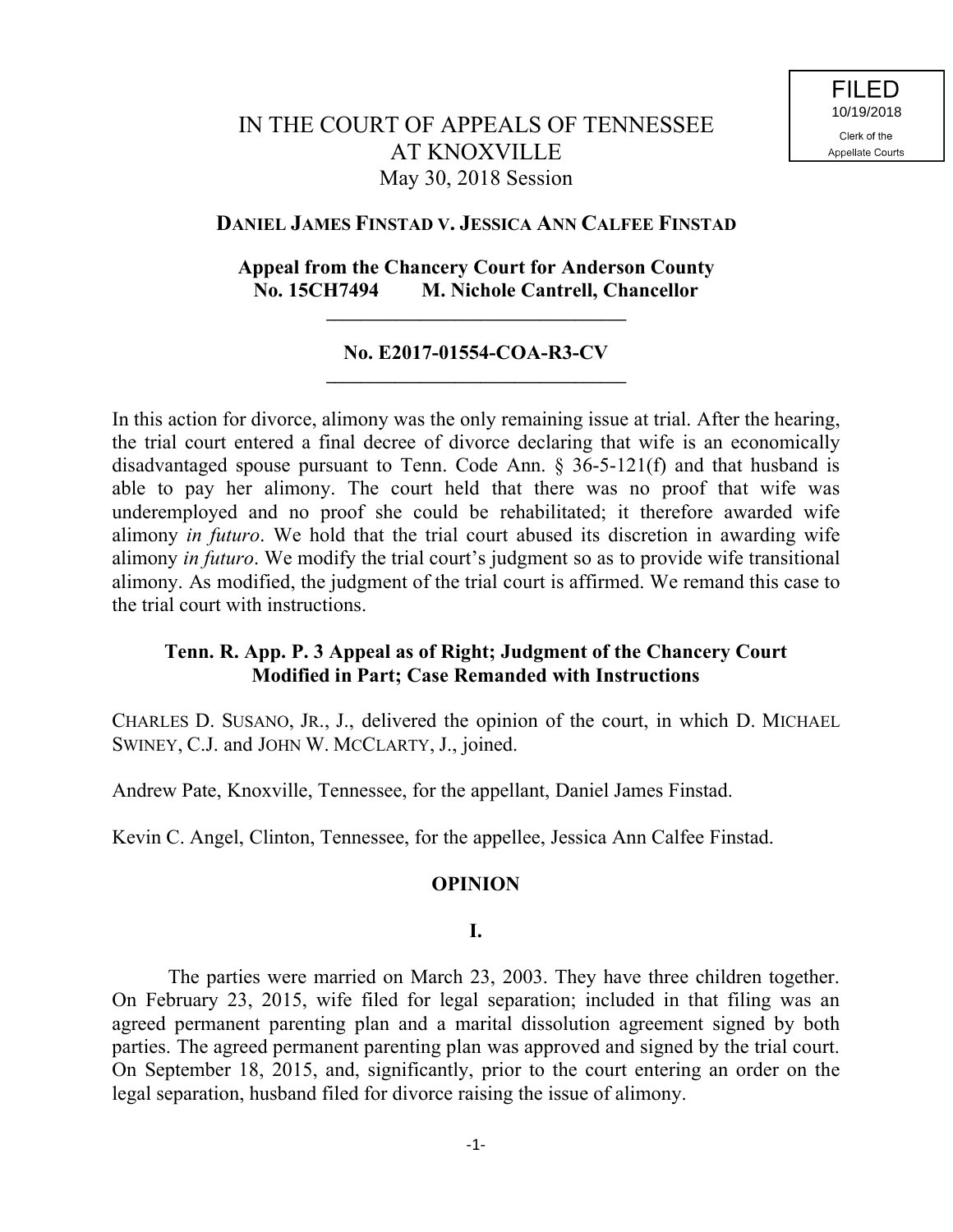FILED
10/19/2018
Clerk of the
Appellate Courts

# IN THE COURT OF APPEALS OF TENNESSEE AT KNOXVILLE

May 30, 2018 Session

## DANIEL JAMES FINSTAD v. JESSICA ANN CALFEE FINSTAD

**Appeal from the Chancery Court for Anderson County**
**No. 15CH7494 M. Nichole Cantrell, Chancellor**

---

**No. E2017-01554-COA-R3-CV**

---

In this action for divorce, alimony was the only remaining issue at trial. After the hearing, the trial court entered a final decree of divorce declaring that wife is an economically disadvantaged spouse pursuant to Tenn. Code Ann. § 36-5-121(f) and that husband is able to pay her alimony. The court held that there was no proof that wife was underemployed and no proof she could be rehabilitated; it therefore awarded wife alimony *in futuro*. We hold that the trial court abused its discretion in awarding wife alimony *in futuro*. We modify the trial court's judgment so as to provide wife transitional alimony. As modified, the judgment of the trial court is affirmed. We remand this case to the trial court with instructions.

**Tenn. R. App. P. 3 Appeal as of Right; Judgment of the Chancery Court Modified in Part; Case Remanded with Instructions**

CHARLES D. SUSANO, JR., J., delivered the opinion of the court, in which D. MICHAEL SWINEY, C.J. and JOHN W. MCCLARTY, J., joined.

Andrew Pate, Knoxville, Tennessee, for the appellant, Daniel James Finstad.

Kevin C. Angel, Clinton, Tennessee, for the appellee, Jessica Ann Calfee Finstad.

## OPINION

### I.

The parties were married on March 23, 2003. They have three children together. On February 23, 2015, wife filed for legal separation; included in that filing was an agreed permanent parenting plan and a marital dissolution agreement signed by both parties. The agreed permanent parenting plan was approved and signed by the trial court. On September 18, 2015, and, significantly, prior to the court entering an order on the legal separation, husband filed for divorce raising the issue of alimony.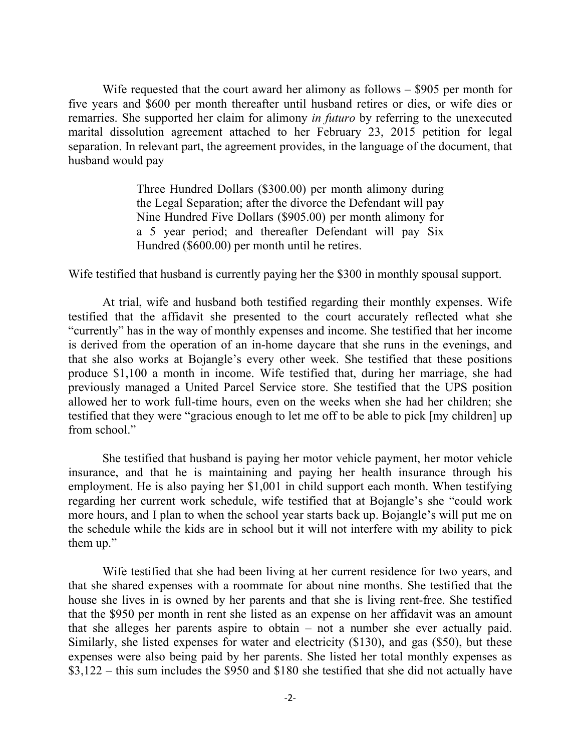Wife requested that the court award her alimony as follows – $905 per month for five years and $600 per month thereafter until husband retires or dies, or wife dies or remarries. She supported her claim for alimony *in futuro* by referring to the unexecuted marital dissolution agreement attached to her February 23, 2015 petition for legal separation. In relevant part, the agreement provides, in the language of the document, that husband would pay

> Three Hundred Dollars ($300.00) per month alimony during the Legal Separation; after the divorce the Defendant will pay Nine Hundred Five Dollars ($905.00) per month alimony for a 5 year period; and thereafter Defendant will pay Six Hundred ($600.00) per month until he retires.

Wife testified that husband is currently paying her the $300 in monthly spousal support.

At trial, wife and husband both testified regarding their monthly expenses. Wife testified that the affidavit she presented to the court accurately reflected what she "currently" has in the way of monthly expenses and income. She testified that her income is derived from the operation of an in-home daycare that she runs in the evenings, and that she also works at Bojangle's every other week. She testified that these positions produce $1,100 a month in income. Wife testified that, during her marriage, she had previously managed a United Parcel Service store. She testified that the UPS position allowed her to work full-time hours, even on the weeks when she had her children; she testified that they were "gracious enough to let me off to be able to pick [my children] up from school."

She testified that husband is paying her motor vehicle payment, her motor vehicle insurance, and that he is maintaining and paying her health insurance through his employment. He is also paying her $1,001 in child support each month. When testifying regarding her current work schedule, wife testified that at Bojangle's she "could work more hours, and I plan to when the school year starts back up. Bojangle's will put me on the schedule while the kids are in school but it will not interfere with my ability to pick them up."

Wife testified that she had been living at her current residence for two years, and that she shared expenses with a roommate for about nine months. She testified that the house she lives in is owned by her parents and that she is living rent-free. She testified that the $950 per month in rent she listed as an expense on her affidavit was an amount that she alleges her parents aspire to obtain – not a number she ever actually paid. Similarly, she listed expenses for water and electricity ($130), and gas ($50), but these expenses were also being paid by her parents. She listed her total monthly expenses as $3,122 – this sum includes the $950 and $180 she testified that she did not actually have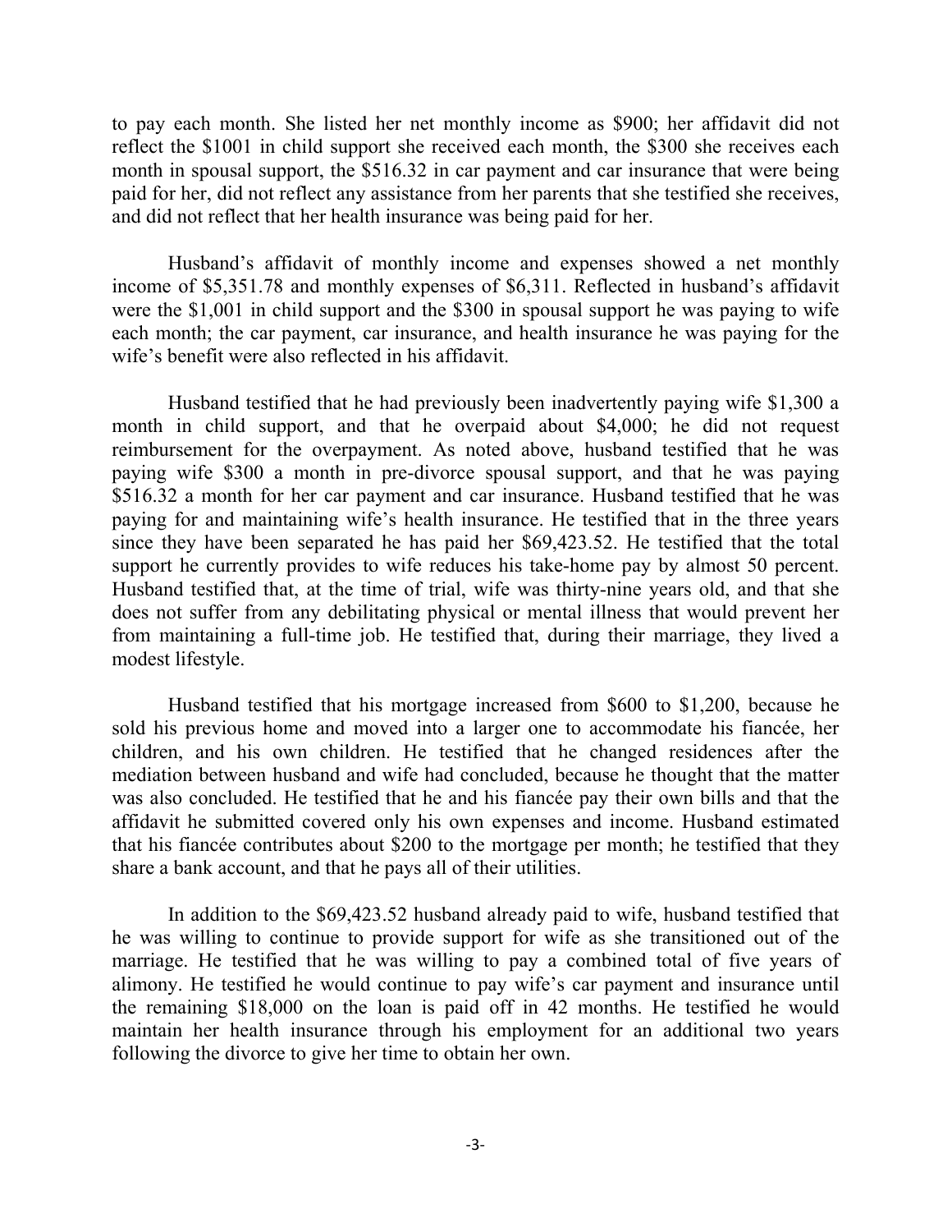to pay each month. She listed her net monthly income as $900; her affidavit did not reflect the $1001 in child support she received each month, the $300 she receives each month in spousal support, the $516.32 in car payment and car insurance that were being paid for her, did not reflect any assistance from her parents that she testified she receives, and did not reflect that her health insurance was being paid for her.

Husband's affidavit of monthly income and expenses showed a net monthly income of $5,351.78 and monthly expenses of $6,311. Reflected in husband's affidavit were the $1,001 in child support and the $300 in spousal support he was paying to wife each month; the car payment, car insurance, and health insurance he was paying for the wife's benefit were also reflected in his affidavit.

Husband testified that he had previously been inadvertently paying wife $1,300 a month in child support, and that he overpaid about $4,000; he did not request reimbursement for the overpayment. As noted above, husband testified that he was paying wife $300 a month in pre-divorce spousal support, and that he was paying $516.32 a month for her car payment and car insurance. Husband testified that he was paying for and maintaining wife's health insurance. He testified that in the three years since they have been separated he has paid her $69,423.52. He testified that the total support he currently provides to wife reduces his take-home pay by almost 50 percent. Husband testified that, at the time of trial, wife was thirty-nine years old, and that she does not suffer from any debilitating physical or mental illness that would prevent her from maintaining a full-time job. He testified that, during their marriage, they lived a modest lifestyle.

Husband testified that his mortgage increased from $600 to $1,200, because he sold his previous home and moved into a larger one to accommodate his fiancée, her children, and his own children. He testified that he changed residences after the mediation between husband and wife had concluded, because he thought that the matter was also concluded. He testified that he and his fiancée pay their own bills and that the affidavit he submitted covered only his own expenses and income. Husband estimated that his fiancée contributes about $200 to the mortgage per month; he testified that they share a bank account, and that he pays all of their utilities.

In addition to the $69,423.52 husband already paid to wife, husband testified that he was willing to continue to provide support for wife as she transitioned out of the marriage. He testified that he was willing to pay a combined total of five years of alimony. He testified he would continue to pay wife's car payment and insurance until the remaining $18,000 on the loan is paid off in 42 months. He testified he would maintain her health insurance through his employment for an additional two years following the divorce to give her time to obtain her own.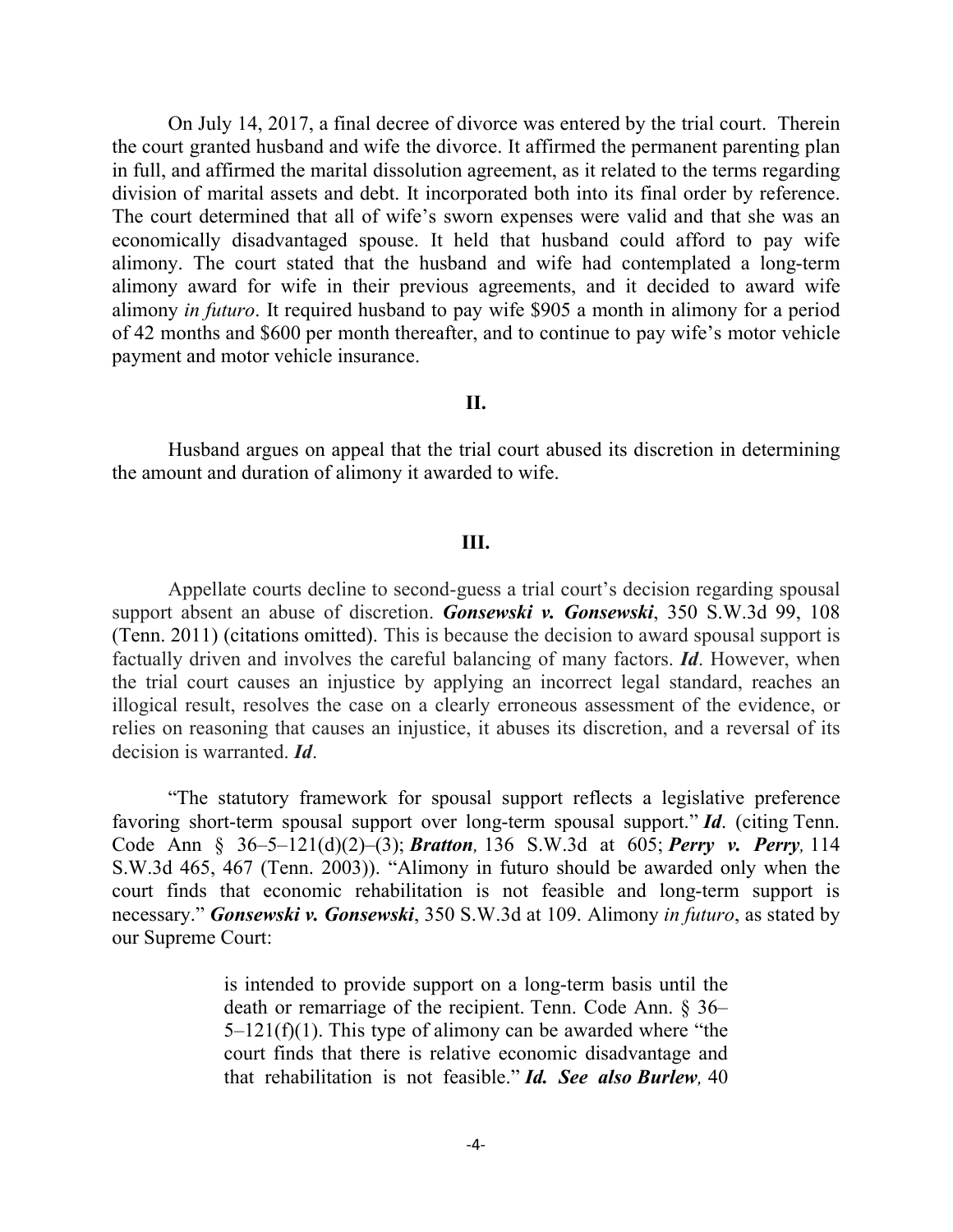On July 14, 2017, a final decree of divorce was entered by the trial court. Therein the court granted husband and wife the divorce. It affirmed the permanent parenting plan in full, and affirmed the marital dissolution agreement, as it related to the terms regarding division of marital assets and debt. It incorporated both into its final order by reference. The court determined that all of wife's sworn expenses were valid and that she was an economically disadvantaged spouse. It held that husband could afford to pay wife alimony. The court stated that the husband and wife had contemplated a long-term alimony award for wife in their previous agreements, and it decided to award wife alimony *in futuro*. It required husband to pay wife $905 a month in alimony for a period of 42 months and $600 per month thereafter, and to continue to pay wife's motor vehicle payment and motor vehicle insurance.

## II.

Husband argues on appeal that the trial court abused its discretion in determining the amount and duration of alimony it awarded to wife.

## III.

Appellate courts decline to second-guess a trial court's decision regarding spousal support absent an abuse of discretion. ***Gonsewski v. Gonsewski***, 350 S.W.3d 99, 108 (Tenn. 2011) (citations omitted). This is because the decision to award spousal support is factually driven and involves the careful balancing of many factors. ***Id***. However, when the trial court causes an injustice by applying an incorrect legal standard, reaches an illogical result, resolves the case on a clearly erroneous assessment of the evidence, or relies on reasoning that causes an injustice, it abuses its discretion, and a reversal of its decision is warranted. ***Id***.

"The statutory framework for spousal support reflects a legislative preference favoring short-term spousal support over long-term spousal support." ***Id***. (citing Tenn. Code Ann § 36–5–121(d)(2)–(3); ***Bratton***, 136 S.W.3d at 605; ***Perry v. Perry***, 114 S.W.3d 465, 467 (Tenn. 2003)). "Alimony in futuro should be awarded only when the court finds that economic rehabilitation is not feasible and long-term support is necessary." ***Gonsewski v. Gonsewski***, 350 S.W.3d at 109. Alimony *in futuro*, as stated by our Supreme Court:

> is intended to provide support on a long-term basis until the death or remarriage of the recipient. Tenn. Code Ann. § 36–5–121(f)(1). This type of alimony can be awarded where "the court finds that there is relative economic disadvantage and that rehabilitation is not feasible." ***Id. See also Burlew***, 40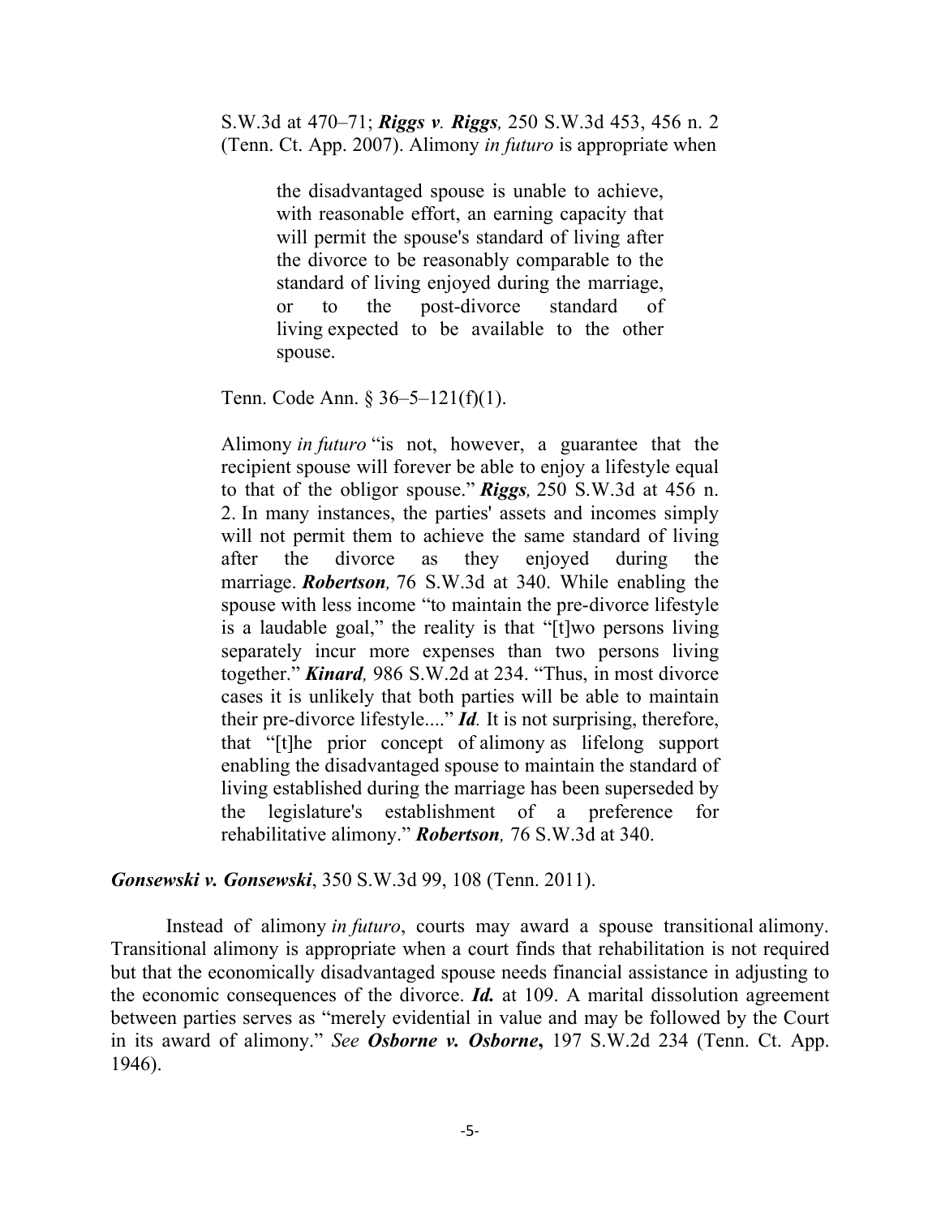> S.W.3d at 470–71; ***Riggs v. Riggs,*** 250 S.W.3d 453, 456 n. 2 (Tenn. Ct. App. 2007). Alimony *in futuro* is appropriate when
>
> > the disadvantaged spouse is unable to achieve, with reasonable effort, an earning capacity that will permit the spouse's standard of living after the divorce to be reasonably comparable to the standard of living enjoyed during the marriage, or to the post-divorce standard of living expected to be available to the other spouse.
>
> Tenn. Code Ann. § 36–5–121(f)(1).
>
> Alimony *in futuro* "is not, however, a guarantee that the recipient spouse will forever be able to enjoy a lifestyle equal to that of the obligor spouse." ***Riggs,*** 250 S.W.3d at 456 n. 2. In many instances, the parties' assets and incomes simply will not permit them to achieve the same standard of living after the divorce as they enjoyed during the marriage. ***Robertson,*** 76 S.W.3d at 340. While enabling the spouse with less income "to maintain the pre-divorce lifestyle is a laudable goal," the reality is that "[t]wo persons living separately incur more expenses than two persons living together." ***Kinard,*** 986 S.W.2d at 234. "Thus, in most divorce cases it is unlikely that both parties will be able to maintain their pre-divorce lifestyle...." ***Id.*** It is not surprising, therefore, that "[t]he prior concept of alimony as lifelong support enabling the disadvantaged spouse to maintain the standard of living established during the marriage has been superseded by the legislature's establishment of a preference for rehabilitative alimony." ***Robertson,*** 76 S.W.3d at 340.

***Gonsewski v. Gonsewski***, 350 S.W.3d 99, 108 (Tenn. 2011).

Instead of alimony *in futuro*, courts may award a spouse transitional alimony. Transitional alimony is appropriate when a court finds that rehabilitation is not required but that the economically disadvantaged spouse needs financial assistance in adjusting to the economic consequences of the divorce. ***Id.*** at 109. A marital dissolution agreement between parties serves as "merely evidential in value and may be followed by the Court in its award of alimony." *See* ***Osborne v. Osborne*,** 197 S.W.2d 234 (Tenn. Ct. App. 1946).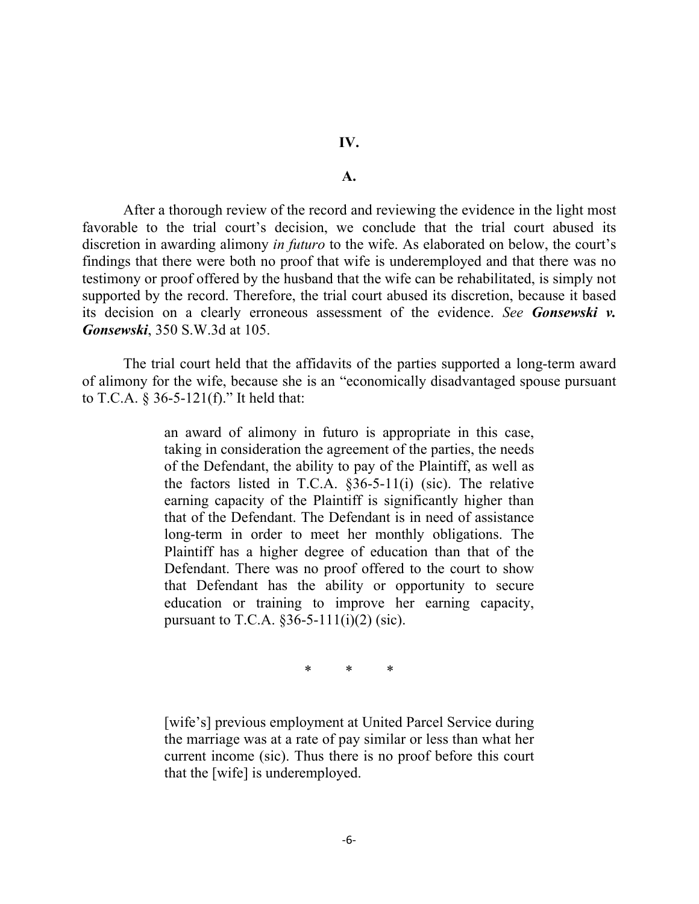**IV.**

**A.**

After a thorough review of the record and reviewing the evidence in the light most favorable to the trial court's decision, we conclude that the trial court abused its discretion in awarding alimony *in futuro* to the wife. As elaborated on below, the court's findings that there were both no proof that wife is underemployed and that there was no testimony or proof offered by the husband that the wife can be rehabilitated, is simply not supported by the record. Therefore, the trial court abused its discretion, because it based its decision on a clearly erroneous assessment of the evidence. *See* ***Gonsewski v. Gonsewski***, 350 S.W.3d at 105.

The trial court held that the affidavits of the parties supported a long-term award of alimony for the wife, because she is an "economically disadvantaged spouse pursuant to T.C.A. § 36-5-121(f)." It held that:

> an award of alimony in futuro is appropriate in this case, taking in consideration the agreement of the parties, the needs of the Defendant, the ability to pay of the Plaintiff, as well as the factors listed in T.C.A. §36-5-11(i) (sic). The relative earning capacity of the Plaintiff is significantly higher than that of the Defendant. The Defendant is in need of assistance long-term in order to meet her monthly obligations. The Plaintiff has a higher degree of education than that of the Defendant. There was no proof offered to the court to show that Defendant has the ability or opportunity to secure education or training to improve her earning capacity, pursuant to T.C.A. §36-5-111(i)(2) (sic).
>
> \* \* \*
>
> [wife's] previous employment at United Parcel Service during the marriage was at a rate of pay similar or less than what her current income (sic). Thus there is no proof before this court that the [wife] is underemployed.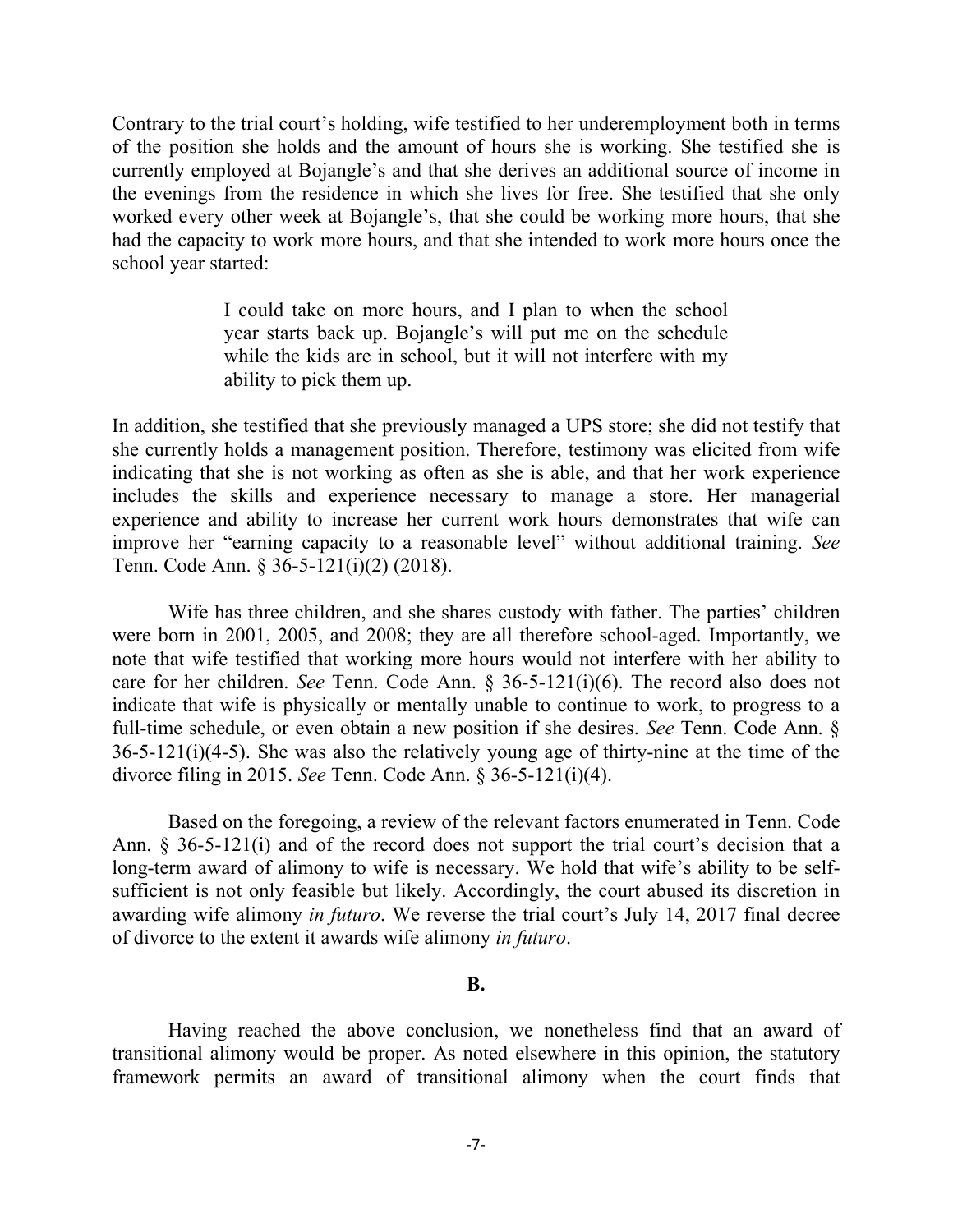Contrary to the trial court's holding, wife testified to her underemployment both in terms of the position she holds and the amount of hours she is working. She testified she is currently employed at Bojangle's and that she derives an additional source of income in the evenings from the residence in which she lives for free. She testified that she only worked every other week at Bojangle's, that she could be working more hours, that she had the capacity to work more hours, and that she intended to work more hours once the school year started:

> I could take on more hours, and I plan to when the school year starts back up. Bojangle's will put me on the schedule while the kids are in school, but it will not interfere with my ability to pick them up.

In addition, she testified that she previously managed a UPS store; she did not testify that she currently holds a management position. Therefore, testimony was elicited from wife indicating that she is not working as often as she is able, and that her work experience includes the skills and experience necessary to manage a store. Her managerial experience and ability to increase her current work hours demonstrates that wife can improve her "earning capacity to a reasonable level" without additional training. *See* Tenn. Code Ann. § 36-5-121(i)(2) (2018).

Wife has three children, and she shares custody with father. The parties' children were born in 2001, 2005, and 2008; they are all therefore school-aged. Importantly, we note that wife testified that working more hours would not interfere with her ability to care for her children. *See* Tenn. Code Ann. § 36-5-121(i)(6). The record also does not indicate that wife is physically or mentally unable to continue to work, to progress to a full-time schedule, or even obtain a new position if she desires. *See* Tenn. Code Ann. § 36-5-121(i)(4-5). She was also the relatively young age of thirty-nine at the time of the divorce filing in 2015. *See* Tenn. Code Ann. § 36-5-121(i)(4).

Based on the foregoing, a review of the relevant factors enumerated in Tenn. Code Ann. § 36-5-121(i) and of the record does not support the trial court's decision that a long-term award of alimony to wife is necessary. We hold that wife's ability to be self-sufficient is not only feasible but likely. Accordingly, the court abused its discretion in awarding wife alimony *in futuro*. We reverse the trial court's July 14, 2017 final decree of divorce to the extent it awards wife alimony *in futuro*.

**B.**

Having reached the above conclusion, we nonetheless find that an award of transitional alimony would be proper. As noted elsewhere in this opinion, the statutory framework permits an award of transitional alimony when the court finds that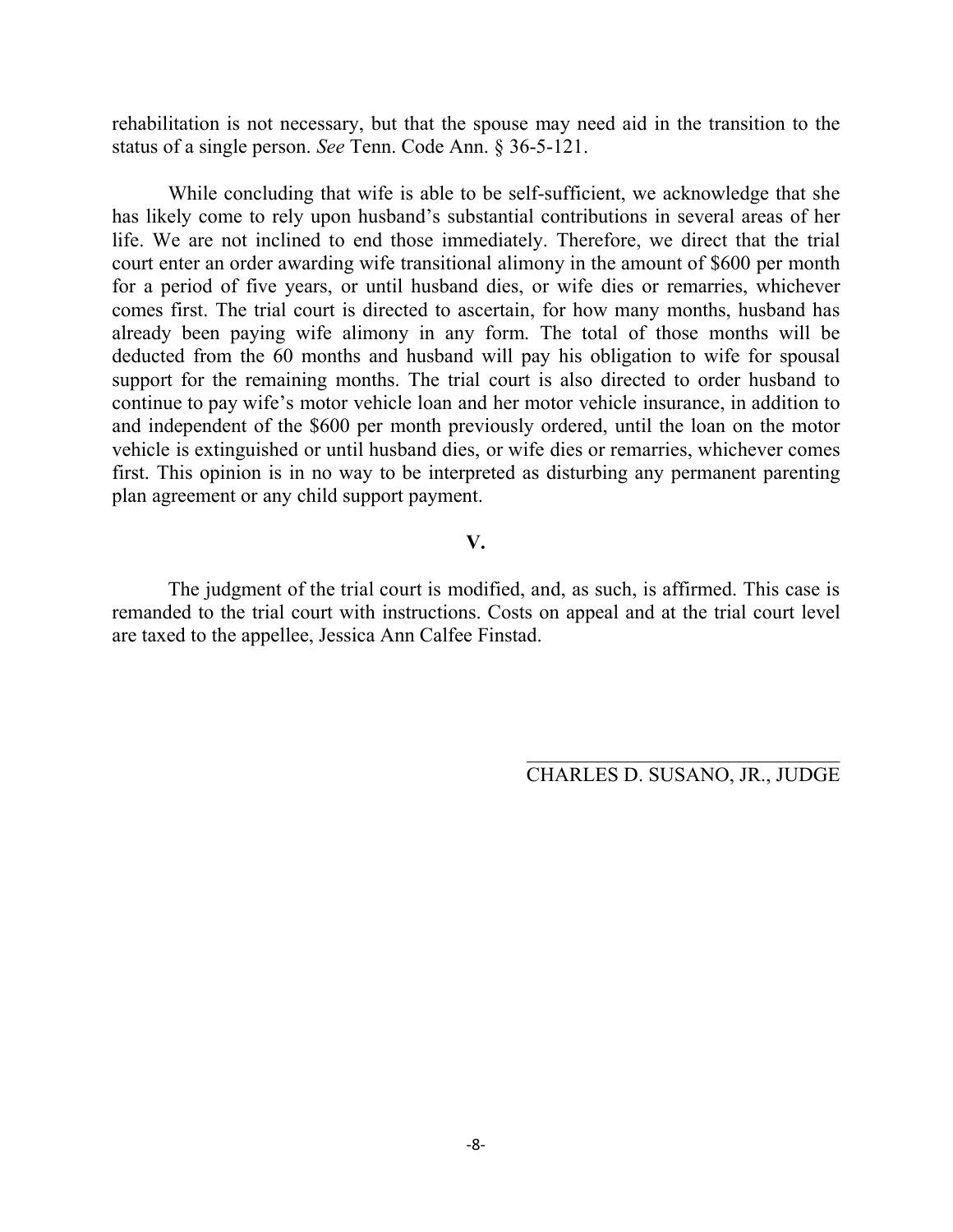rehabilitation is not necessary, but that the spouse may need aid in the transition to the status of a single person. *See* Tenn. Code Ann. § 36-5-121.

While concluding that wife is able to be self-sufficient, we acknowledge that she has likely come to rely upon husband's substantial contributions in several areas of her life. We are not inclined to end those immediately. Therefore, we direct that the trial court enter an order awarding wife transitional alimony in the amount of $600 per month for a period of five years, or until husband dies, or wife dies or remarries, whichever comes first. The trial court is directed to ascertain, for how many months, husband has already been paying wife alimony in any form. The total of those months will be deducted from the 60 months and husband will pay his obligation to wife for spousal support for the remaining months. The trial court is also directed to order husband to continue to pay wife's motor vehicle loan and her motor vehicle insurance, in addition to and independent of the $600 per month previously ordered, until the loan on the motor vehicle is extinguished or until husband dies, or wife dies or remarries, whichever comes first. This opinion is in no way to be interpreted as disturbing any permanent parenting plan agreement or any child support payment.

## V.

The judgment of the trial court is modified, and, as such, is affirmed. This case is remanded to the trial court with instructions. Costs on appeal and at the trial court level are taxed to the appellee, Jessica Ann Calfee Finstad.

_______________________________
CHARLES D. SUSANO, JR., JUDGE